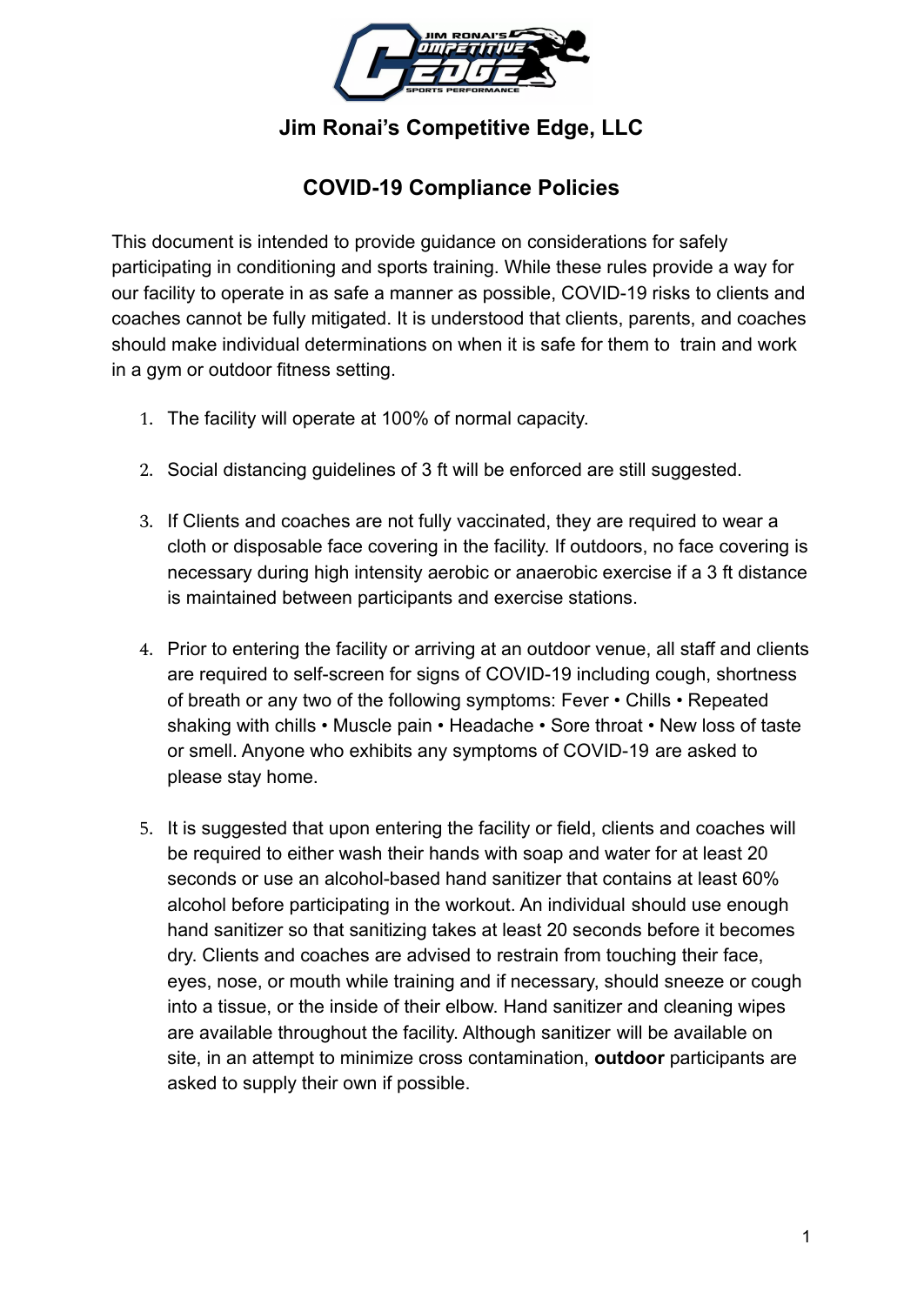# Jim Ronai's Competitive Edge, LLC

## COVID-19 Compliance Policies

This document is intended to provide guidance on considerations for safely participating in conditioning and sports training. While these rules provide a way for our facility to operate in as safe a manner as possible, COVID-19 risks to clients and coaches cannot be fully mitigated. It is understood that clients, parents, and coaches should make individual determinations on when it is safe for them to train and work in a gym or outdoor fitness setting.

1. The facility will operate at 100% of normal capacity.

2. Social distancing guidelines of 3 ft will be enforced are still suggested.

3. If Clients and coaches are not fully vaccinated, they are required to wear a cloth or disposable face covering in the facility. If outdoors, no face covering is necessary during high intensity aerobic or anaerobic exercise if a 3 ft distance is maintained between participants and exercise stations.

4. Prior to entering the facility or arriving at an outdoor venue, all staff and clients are required to self-screen for signs of COVID-19 including cough, shortness of breath or any two of the following symptoms: Fever • Chills • Repeated shaking with chills • Muscle pain • Headache • Sore throat • New loss of taste or smell. Anyone who exhibits any symptoms of COVID-19 are asked to please stay home.

5. It is suggested that upon entering the facility or field, clients and coaches will be required to either wash their hands with soap and water for at least 20 seconds or use an alcohol-based hand sanitizer that contains at least 60% alcohol before participating in the workout. An individual should use enough hand sanitizer so that sanitizing takes at least 20 seconds before it becomes dry. Clients and coaches are advised to restrain from touching their face, eyes, nose, or mouth while training and if necessary, should sneeze or cough into a tissue, or the inside of their elbow. Hand sanitizer and cleaning wipes are available throughout the facility. Although sanitizer will be available on site, in an attempt to minimize cross contamination, **outdoor** participants are asked to supply their own if possible.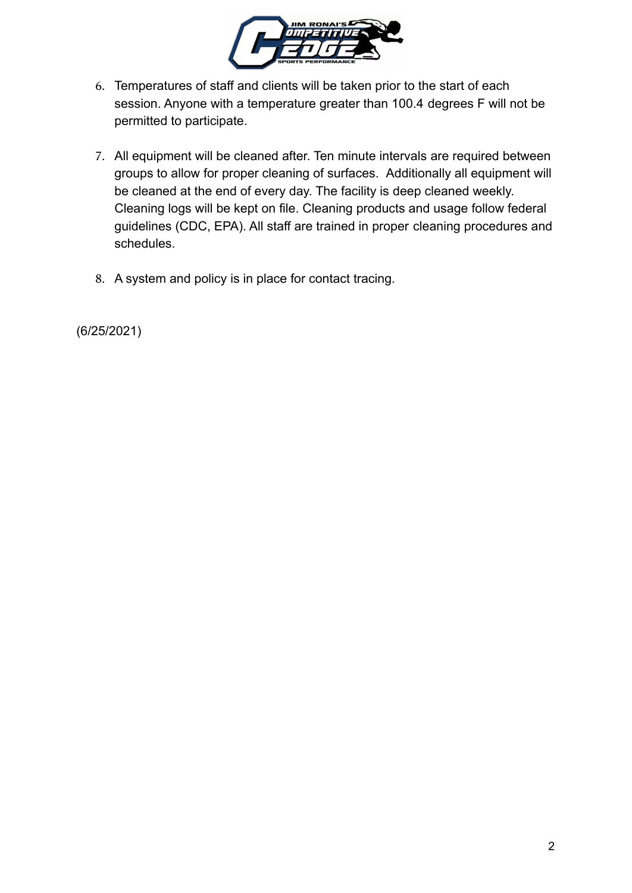6. Temperatures of staff and clients will be taken prior to the start of each session. Anyone with a temperature greater than 100.4 degrees F will not be permitted to participate.

7. All equipment will be cleaned after. Ten minute intervals are required between groups to allow for proper cleaning of surfaces. Additionally all equipment will be cleaned at the end of every day. The facility is deep cleaned weekly. Cleaning logs will be kept on file. Cleaning products and usage follow federal guidelines (CDC, EPA). All staff are trained in proper cleaning procedures and schedules.

8. A system and policy is in place for contact tracing.

(6/25/2021)